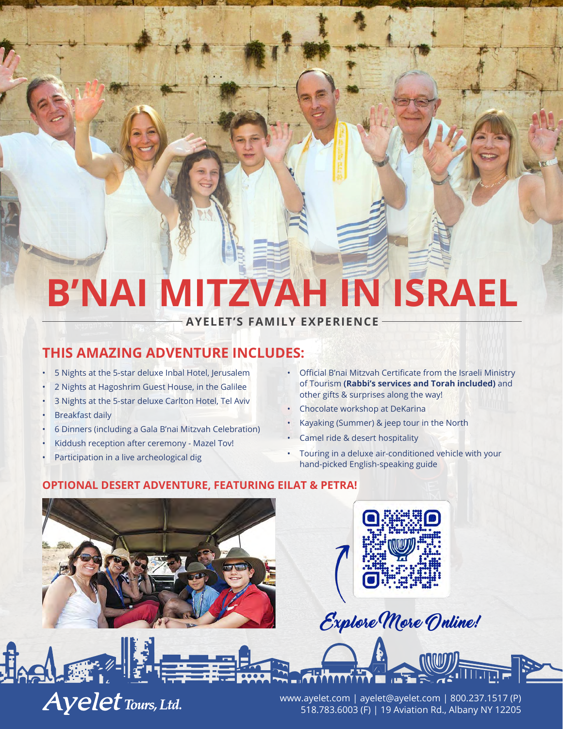# B'NAI MITZVAH IN ISRAEL

## AYELET'S FAMILY EXPERIENCE

## THIS AMAZING ADVENTURE INCLUDES:

- 5 Nights at the 5-star deluxe Inbal Hotel, Jerusalem
- 2 Nights at Hagoshrim Guest House, in the Galilee
- 3 Nights at the 5-star deluxe Carlton Hotel, Tel Aviv
- Breakfast daily
- 6 Dinners (including a Gala B'nai Mitzvah Celebration)
- Kiddush reception after ceremony - Mazel Tov!
- Participation in a live archeological dig
- Official B'nai Mitzvah Certificate from the Israeli Ministry of Tourism **(Rabbi's services and Torah included)** and other gifts & surprises along the way!
- Chocolate workshop at DeKarina
- Kayaking (Summer) & jeep tour in the North
- Camel ride & desert hospitality
- Touring in a deluxe air-conditioned vehicle with your hand-picked English-speaking guide

### OPTIONAL DESERT ADVENTURE, FEATURING EILAT & PETRA!

*Explore More Online!*

Ayelet Tours, Ltd.

www.ayelet.com | ayelet@ayelet.com | 800.237.1517 (P) 518.783.6003 (F) | 19 Aviation Rd., Albany NY 12205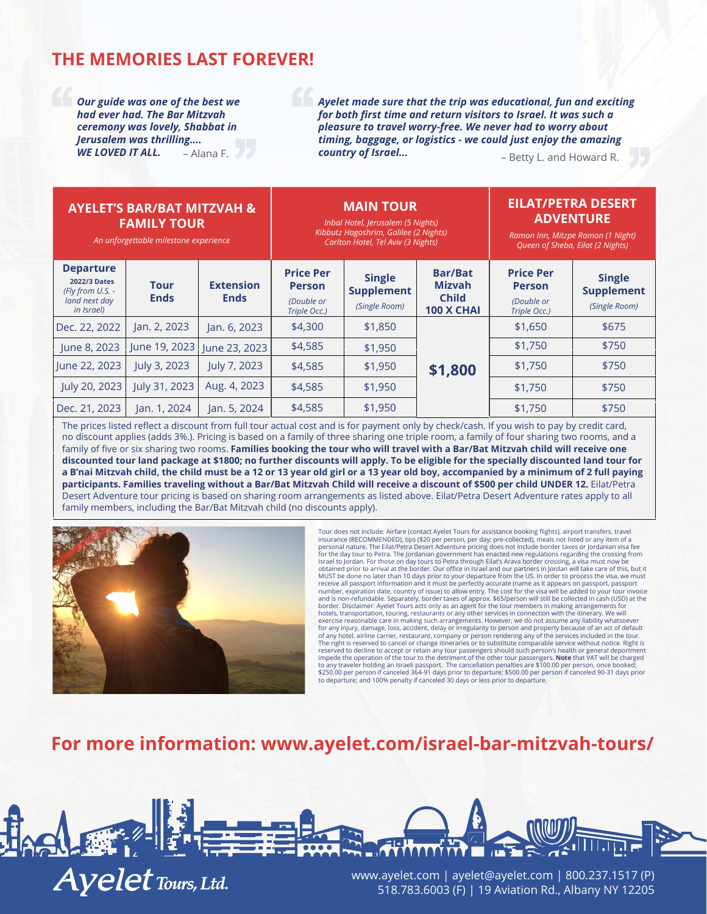## THE MEMORIES LAST FOREVER!

> ***Our guide was one of the best we had ever had. The Bar Mitzvah ceremony was lovely, Shabbat in Jerusalem was thrilling.... WE LOVED IT ALL.*** – Alana F.

> ***Ayelet made sure that the trip was educational, fun and exciting for both first time and return visitors to Israel. It was such a pleasure to travel worry-free. We never had to worry about timing, baggage, or logistics - we could just enjoy the amazing country of Israel...*** – Betty L. and Howard R.

| **AYELET'S BAR/BAT MITZVAH & FAMILY TOUR** *An unforgettable milestone experience* | | | **MAIN TOUR** *Inbal Hotel, Jerusalem (5 Nights) Kibbutz Hagoshrim, Galilee (2 Nights) Carlton Hotel, Tel Aviv (3 Nights)* | | | **EILAT/PETRA DESERT ADVENTURE** *Ramon Inn, Mitzpe Ramon (1 Night) Queen of Sheba, Eilat (2 Nights)* | |
|---|---|---|---|---|---|---|---|
| **Departure** **2022/3 Dates** *(Fly from U.S. - land next day in Israel)* | **Tour Ends** | **Extension Ends** | **Price Per Person** *(Double or Triple Occ.)* | **Single Supplement** *(Single Room)* | **Bar/Bat Mizvah Child 100 X CHAI** | **Price Per Person** *(Double or Triple Occ.)* | **Single Supplement** *(Single Room)* |
| Dec. 22, 2022 | Jan. 2, 2023 | Jan. 6, 2023 | $4,300 | $1,850 | | $1,650 | $675 |
| June 8, 2023 | June 19, 2023 | June 23, 2023 | $4,585 | $1,950 | | $1,750 | $750 |
| June 22, 2023 | July 3, 2023 | July 7, 2023 | $4,585 | $1,950 | **$1,800** | $1,750 | $750 |
| July 20, 2023 | July 31, 2023 | Aug. 4, 2023 | $4,585 | $1,950 | | $1,750 | $750 |
| Dec. 21, 2023 | Jan. 1, 2024 | Jan. 5, 2024 | $4,585 | $1,950 | | $1,750 | $750 |

The prices listed reflect a discount from full tour actual cost and is for payment only by check/cash. If you wish to pay by credit card, no discount applies (adds 3%.). Pricing is based on a family of three sharing one triple room, a family of four sharing two rooms, and a family of five or six sharing two rooms. **Families booking the tour who will travel with a Bar/Bat Mitzvah child will receive one discounted tour land package at $1800; no further discounts will apply. To be eligible for the specially discounted land tour for a B'nai Mitzvah child, the child must be a 12 or 13 year old girl or a 13 year old boy, accompanied by a minimum of 2 full paying participants. Families traveling without a Bar/Bat Mitzvah Child will receive a discount of $500 per child UNDER 12.** Eilat/Petra Desert Adventure tour pricing is based on sharing room arrangements as listed above. Eilat/Petra Desert Adventure rates apply to all family members, including the Bar/Bat Mitzvah child (no discounts apply).

Tour does not include: Airfare (contact Ayelet Tours for assistance booking flights), airport transfers, travel insurance (RECOMMENDED), tips ($20 per person, per day; pre-collected), meals not listed or any item of a personal nature. The Eilat/Petra Desert Adventure pricing does not include border taxes or Jordanian visa fee for the day tour to Petra. The Jordanian government has enacted new regulations regarding the crossing from Israel to Jordan. For those on day tours to Petra through Eilat's Arava border crossing, a visa must now be obtained prior to arrival at the border. Our office in Israel and our partners in Jordan will take care of this, but it MUST be done no later than 10 days prior to your departure from the US. In order to process the visa, we must receive all passport information and it must be perfectly accurate (name as it appears on passport, passport number, expiration date, country of issue) to allow entry. The cost for the visa will be added to your tour invoice and is non-refundable. Separately, border taxes of approx. $65/person will still be collected in cash (USD) at the border. Disclaimer: Ayelet Tours acts only as an agent for the tour members in making arrangements for hotels, transportation, touring, restaurants or any other services in connection with the itinerary. We will exercise reasonable care in making such arrangements. However, we do not assume any liability whatsoever for any injury, damage, loss, accident, delay or irregularity to person and property because of an act of default of any hotel, airline carrier, restaurant, company or person rendering any of the services included in the tour. The right is reserved to cancel or change itineraries or to substitute comparable service without notice. Right is reserved to decline to accept or retain any tour passengers should such person's health or general deportment impede the operation of the tour to the detriment of the other tour passengers. **Note** that VAT will be charged to any traveler holding an Israeli passport. The cancellation penalties are $100.00 per person, once booked; $250.00 per person if canceled 364-91 days prior to departure; $500.00 per person if canceled 90-31 days prior to departure; and 100% penalty if canceled 30 days or less prior to departure.

## For more information: www.ayelet.com/israel-bar-mitzvah-tours/

Ayelet Tours, Ltd.

www.ayelet.com | ayelet@ayelet.com | 800.237.1517 (P)
518.783.6003 (F) | 19 Aviation Rd., Albany NY 12205